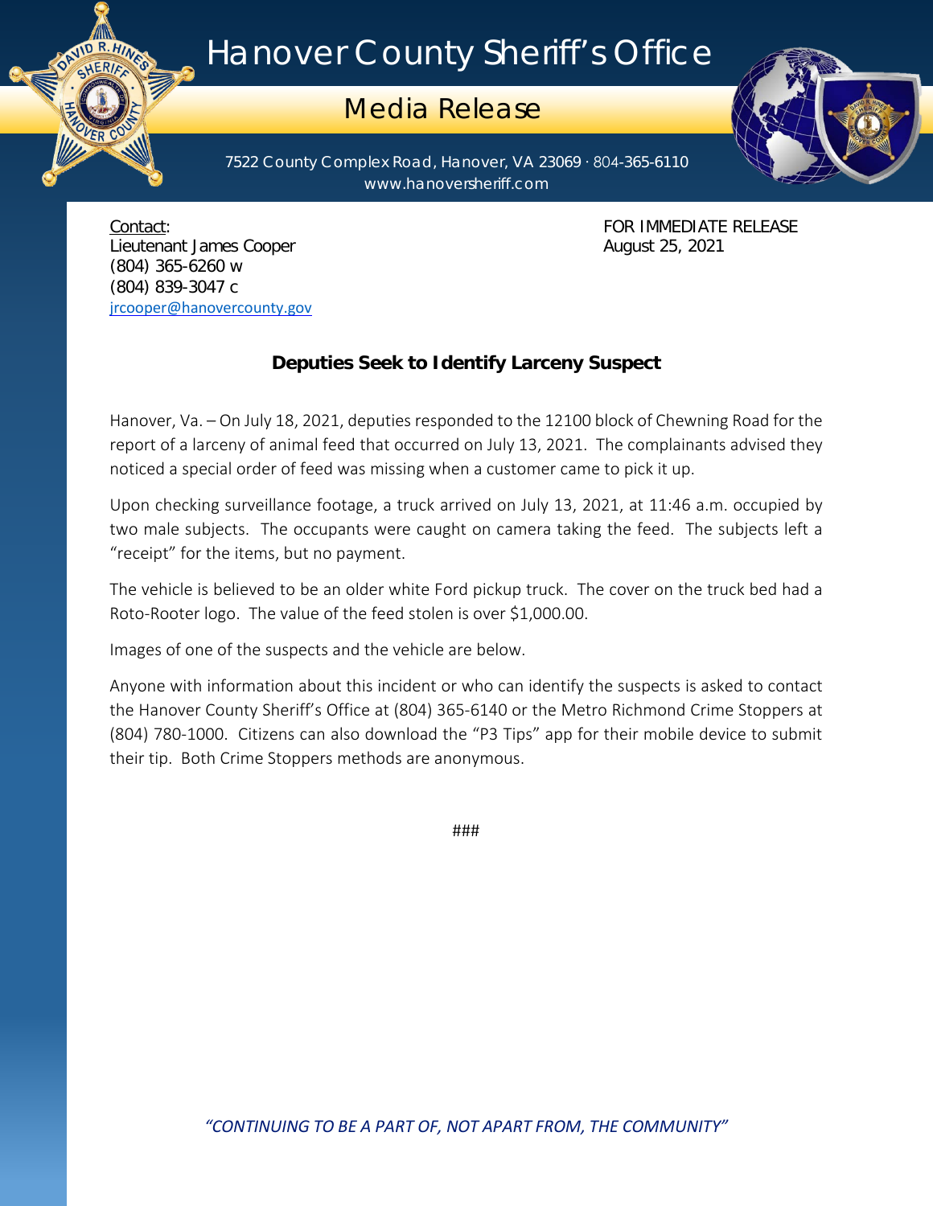# Hanover County Sheriff's Office

## Media Release

7522 County Complex Road, Hanover, VA 23069 · 804-365-6110
www.hanoversheriff.com

Contact:
Lieutenant James Cooper
(804) 365-6260 w
(804) 839-3047 c
jrcooper@hanovercounty.gov

FOR IMMEDIATE RELEASE
August 25, 2021

**Deputies Seek to Identify Larceny Suspect**

Hanover, Va. – On July 18, 2021, deputies responded to the 12100 block of Chewning Road for the report of a larceny of animal feed that occurred on July 13, 2021. The complainants advised they noticed a special order of feed was missing when a customer came to pick it up.

Upon checking surveillance footage, a truck arrived on July 13, 2021, at 11:46 a.m. occupied by two male subjects. The occupants were caught on camera taking the feed. The subjects left a "receipt" for the items, but no payment.

The vehicle is believed to be an older white Ford pickup truck. The cover on the truck bed had a Roto-Rooter logo. The value of the feed stolen is over $1,000.00.

Images of one of the suspects and the vehicle are below.

Anyone with information about this incident or who can identify the suspects is asked to contact the Hanover County Sheriff's Office at (804) 365-6140 or the Metro Richmond Crime Stoppers at (804) 780-1000. Citizens can also download the "P3 Tips" app for their mobile device to submit their tip. Both Crime Stoppers methods are anonymous.

###

*"CONTINUING TO BE A PART OF, NOT APART FROM, THE COMMUNITY"*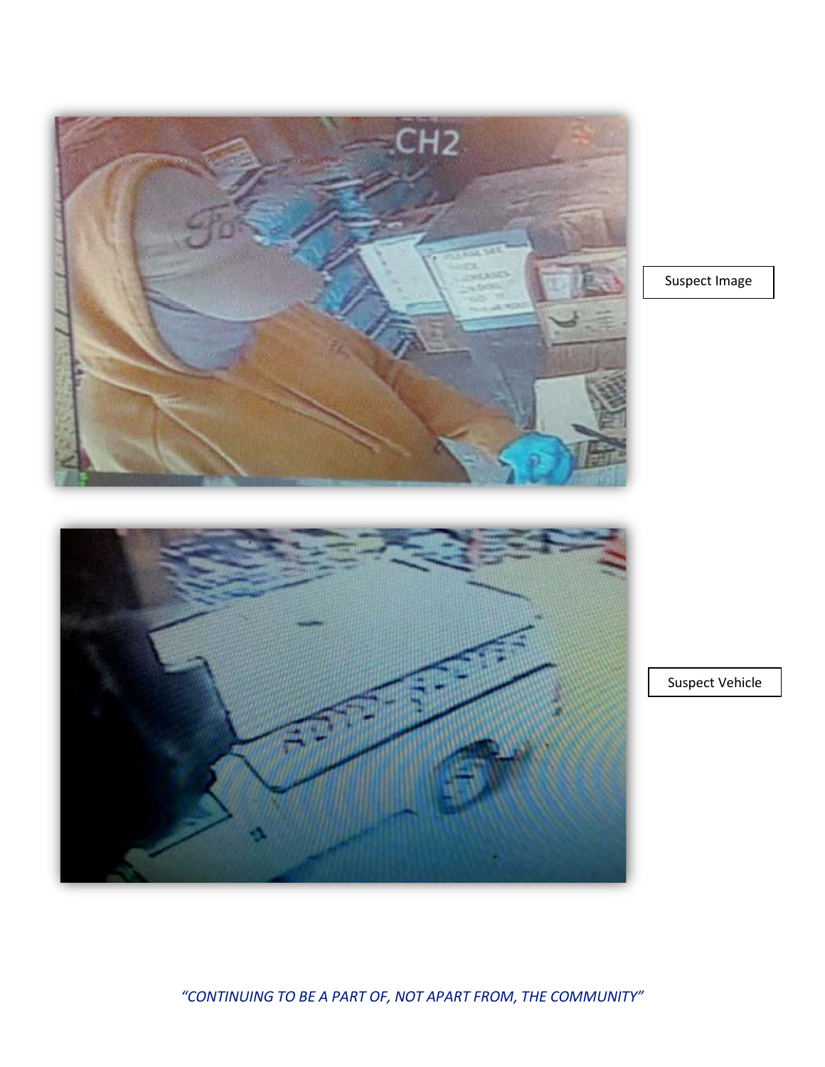Suspect Image

Suspect Vehicle

*"CONTINUING TO BE A PART OF, NOT APART FROM, THE COMMUNITY"*